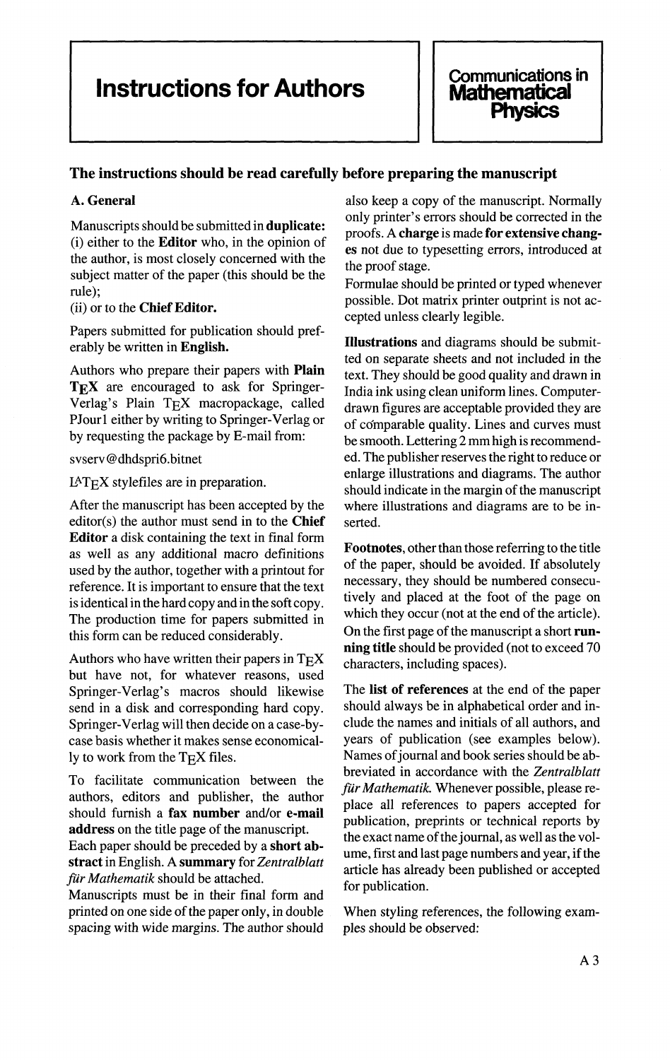# Instructions for Authors

**Communications in Mathematical Physics**

## The instructions should be read carefully before preparing the manuscript

### A. General

Manuscripts should be submitted in **duplicate:**
(i) either to the **Editor** who, in the opinion of the author, is most closely concerned with the subject matter of the paper (this should be the rule);
(ii) or to the **Chief Editor.**

Papers submitted for publication should preferably be written in **English.**

Authors who prepare their papers with **Plain TEX** are encouraged to ask for Springer-Verlag's Plain TEX macropackage, called PJour1 either by writing to Springer-Verlag or by requesting the package by E-mail from:

svserv@dhdspri6.bitnet

LATEX stylefiles are in preparation.

After the manuscript has been accepted by the editor(s) the author must send in to the **Chief Editor** a disk containing the text in final form as well as any additional macro definitions used by the author, together with a printout for reference. It is important to ensure that the text is identical in the hard copy and in the soft copy. The production time for papers submitted in this form can be reduced considerably.

Authors who have written their papers in TEX but have not, for whatever reasons, used Springer-Verlag's macros should likewise send in a disk and corresponding hard copy. Springer-Verlag will then decide on a case-by-case basis whether it makes sense economically to work from the TEX files.

To facilitate communication between the authors, editors and publisher, the author should furnish a **fax number** and/or **e-mail address** on the title page of the manuscript.
Each paper should be preceded by a **short abstract** in English. A **summary** for *Zentralblatt für Mathematik* should be attached.
Manuscripts must be in their final form and printed on one side of the paper only, in double spacing with wide margins. The author should also keep a copy of the manuscript. Normally only printer's errors should be corrected in the proofs. A **charge** is made **for extensive changes** not due to typesetting errors, introduced at the proof stage.
Formulae should be printed or typed whenever possible. Dot matrix printer outprint is not accepted unless clearly legible.

**Illustrations** and diagrams should be submitted on separate sheets and not included in the text. They should be good quality and drawn in India ink using clean uniform lines. Computer-drawn figures are acceptable provided they are of comparable quality. Lines and curves must be smooth. Lettering 2 mm high is recommended. The publisher reserves the right to reduce or enlarge illustrations and diagrams. The author should indicate in the margin of the manuscript where illustrations and diagrams are to be inserted.

**Footnotes**, other than those referring to the title of the paper, should be avoided. If absolutely necessary, they should be numbered consecutively and placed at the foot of the page on which they occur (not at the end of the article).
On the first page of the manuscript a short **running title** should be provided (not to exceed 70 characters, including spaces).

The **list of references** at the end of the paper should always be in alphabetical order and include the names and initials of all authors, and years of publication (see examples below). Names of journal and book series should be abbreviated in accordance with the *Zentralblatt für Mathematik.* Whenever possible, please replace all references to papers accepted for publication, preprints or technical reports by the exact name of the journal, as well as the volume, first and last page numbers and year, if the article has already been published or accepted for publication.

When styling references, the following examples should be observed: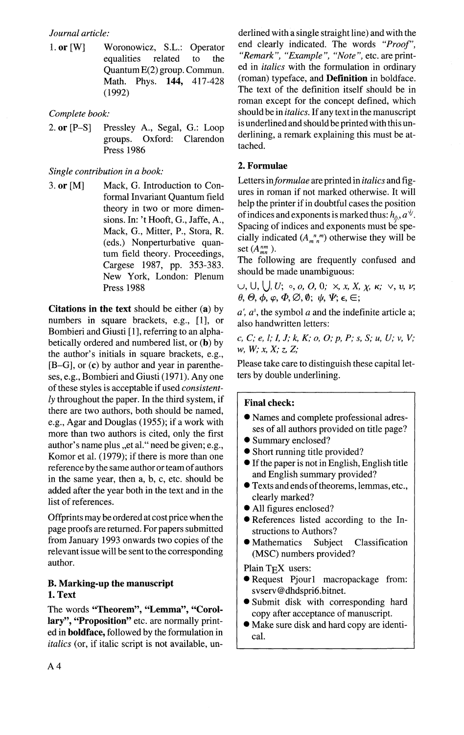*Journal article:*

1. **or** [W] Woronowicz, S.L.: Operator equalities related to the Quantum E(2) group. Commun. Math. Phys. **144,** 417-428 (1992)

*Complete book:*

2. **or** [P–S] Pressley A., Segal, G.: Loop groups. Oxford: Clarendon Press 1986

*Single contribution in a book:*

3. **or** [M] Mack, G. Introduction to Conformal Invariant Quantum field theory in two or more dimensions. In: 't Hooft, G., Jaffe, A., Mack, G., Mitter, P., Stora, R. (eds.) Nonperturbative quantum field theory. Proceedings, Cargese 1987, pp. 353-383. New York, London: Plenum Press 1988

**Citations in the text** should be either (**a**) by numbers in square brackets, e.g., [1], or Bombieri and Giusti [1], referring to an alphabetically ordered and numbered list, or (**b**) by the author's initials in square brackets, e.g., [B–G], or (**c**) by author and year in parentheses, e.g., Bombieri and Giusti (1971). Any one of these styles is acceptable if used *consistently* throughout the paper. In the third system, if there are two authors, both should be named, e.g., Agar and Douglas (1955); if a work with more than two authors is cited, only the first author's name plus „et al." need be given; e.g., Komor et al. (1979); if there is more than one reference by the same author or team of authors in the same year, then a, b, c, etc. should be added after the year both in the text and in the list of references.

Offprints may be ordered at cost price when the page proofs are returned. For papers submitted from January 1993 onwards two copies of the relevant issue will be sent to the corresponding author.

### B. Marking-up the manuscript

#### 1. Text

The words **"Theorem"**, **"Lemma"**, **"Corollary"**, **"Proposition"** etc. are normally printed in **boldface,** followed by the formulation in *italics* (or, if italic script is not available, underlined with a single straight line) and with the end clearly indicated. The words *"Proof"*, *"Remark"*, *"Example"*, *"Note"*, etc. are printed in *italics* with the formulation in ordinary (roman) typeface, and **Definition** in boldface. The text except for the definition itself should be in roman except for the concept defined, which should be in *italics*. If any text in the manuscript is underlined and should be printed with this underlining, a remark explaining this must be attached.

#### 2. Formulae

Letters in *formulae* are printed in *italics* and figures in roman if not marked otherwise. It will help the printer if in doubtful cases the position of indices and exponents is marked thus: $h_{\wedge}$, $a^{\vee}$. Spacing of indices and exponents must be specially indicated ($A_m{}^n{}_n{}^m$) otherwise they will be set ($A_{mn}^{nm}$).

The following are frequently confused and should be made unambiguous:

$\cup$, U, $\bigcup$, $U$; $\circ$, $o$, $O$, 0; $\times$, $x$, $X$, $\chi$, $\kappa$; $\vee$, $\upsilon$, $\nu$; $\theta$, $\Theta$, $\phi$, $\varphi$, $\Phi$, $\emptyset$, $\emptyset$; $\psi$, $\Psi$; $\epsilon$, $\in$;

$a'$, $a^1$, the symbol $a$ and the indefinite article a; also handwritten letters:

*c, C; e, l; I, J; k, K; o, O; p, P; s, S; u, U; v, V; w, W; x, X; z, Z;*

Please take care to distinguish these capital letters by double underlining.

**Final check:**

- Names and complete professional adresses of all authors provided on title page?
- Summary enclosed?
- Short running title provided?
- If the paper is not in English, English title and English summary provided?
- Texts and ends of theorems, lemmas, etc., clearly marked?
- All figures enclosed?
- References listed according to the Instructions to Authors?
- Mathematics Subject Classification (MSC) numbers provided?

Plain TEX users:

- Request Pjour1 macropackage from: svserv@dhdspri6.bitnet.
- Submit disk with corresponding hard copy after acceptance of manuscript.
- Make sure disk and hard copy are identical.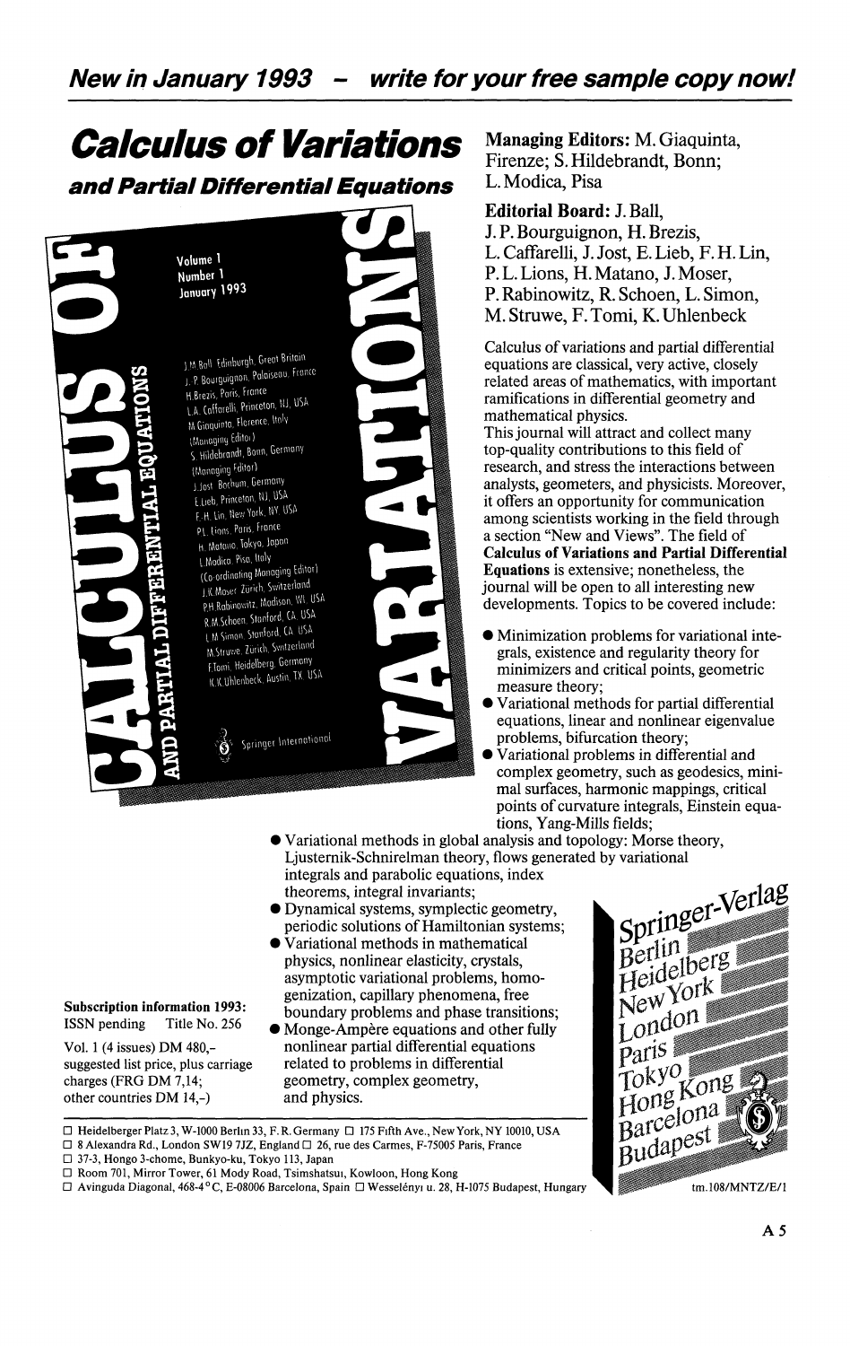**New in January 1993 – write for your free sample copy now!**

# Calculus of Variations

## and Partial Differential Equations

**Managing Editors:** M. Giaquinta, Firenze; S. Hildebrandt, Bonn; L. Modica, Pisa

**Editorial Board:** J. Ball, J. P. Bourguignon, H. Brezis, L. Caffarelli, J. Jost, E. Lieb, F. H. Lin, P. L. Lions, H. Matano, J. Moser, P. Rabinowitz, R. Schoen, L. Simon, M. Struwe, F. Tomi, K. Uhlenbeck

Calculus of variations and partial differential equations are classical, very active, closely related areas of mathematics, with important ramifications in differential geometry and mathematical physics.

This journal will attract and collect many top-quality contributions to this field of research, and stress the interactions between analysts, geometers, and physicists. Moreover, it offers an opportunity for communication among scientists working in the field through a section "New and Views". The field of **Calculus of Variations and Partial Differential Equations** is extensive; nonetheless, the journal will be open to all interesting new developments. Topics to be covered include:

- Minimization problems for variational integrals, existence and regularity theory for minimizers and critical points, geometric measure theory;
- Variational methods for partial differential equations, linear and nonlinear eigenvalue problems, bifurcation theory;
- Variational problems in differential and complex geometry, such as geodesics, minimal surfaces, harmonic mappings, critical points of curvature integrals, Einstein equations, Yang-Mills fields;
- Variational methods in global analysis and topology: Morse theory, Ljusternik-Schnirelman theory, flows generated by variational integrals and parabolic equations, index theorems, integral invariants;
- Dynamical systems, symplectic geometry, periodic solutions of Hamiltonian systems;
- Variational methods in mathematical physics, nonlinear elasticity, crystals, asymptotic variational problems, homogenization, capillary phenomena, free boundary problems and phase transitions;
- Monge-Ampère equations and other fully nonlinear partial differential equations related to problems in differential geometry, complex geometry, and physics.

**Subscription information 1993:**
ISSN pending  Title No. 256

Vol. 1 (4 issues) DM 480,– suggested list price, plus carriage charges (FRG DM 7,14; other countries DM 14,–)

Springer-Verlag
Berlin Heidelberg New York London Paris Tokyo Hong Kong Barcelona Budapest

□ Heidelberger Platz 3, W-1000 Berlin 33, F. R. Germany □ 175 Fifth Ave., New York, NY 10010, USA
□ 8 Alexandra Rd., London SW19 7JZ, England □ 26, rue des Carmes, F-75005 Paris, France
□ 37-3, Hongo 3-chome, Bunkyo-ku, Tokyo 113, Japan
□ Room 701, Mirror Tower, 61 Mody Road, Tsimshatsui, Kowloon, Hong Kong
□ Avinguda Diagonal, 468-4° C, E-08006 Barcelona, Spain □ Wesselényi u. 28, H-1075 Budapest, Hungary

tm.108/MNTZ/E/1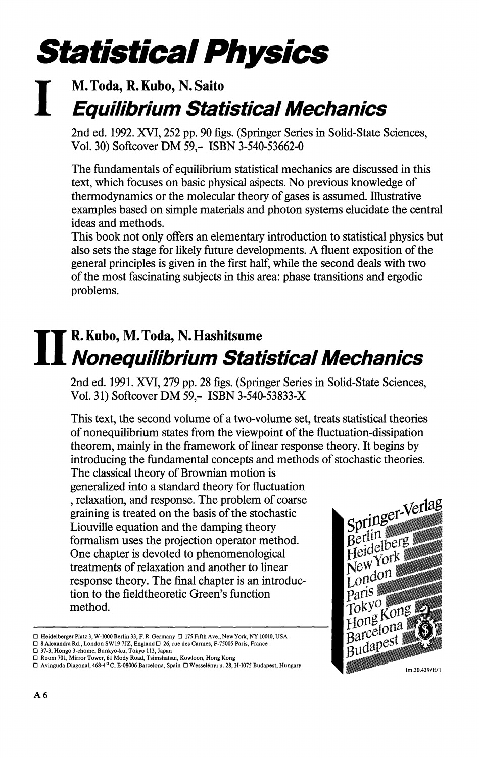# Statistical Physics

## I

### M. Toda, R. Kubo, N. Saito

## *Equilibrium Statistical Mechanics*

2nd ed. 1992. XVI, 252 pp. 90 figs. (Springer Series in Solid-State Sciences, Vol. 30) Softcover DM 59,- ISBN 3-540-53662-0

The fundamentals of equilibrium statistical mechanics are discussed in this text, which focuses on basic physical aspects. No previous knowledge of thermodynamics or the molecular theory of gases is assumed. Illustrative examples based on simple materials and photon systems elucidate the central ideas and methods.
This book not only offers an elementary introduction to statistical physics but also sets the stage for likely future developments. A fluent exposition of the general principles is given in the first half, while the second deals with two of the most fascinating subjects in this area: phase transitions and ergodic problems.

## II

### R. Kubo, M. Toda, N. Hashitsume

## *Nonequilibrium Statistical Mechanics*

2nd ed. 1991. XVI, 279 pp. 28 figs. (Springer Series in Solid-State Sciences, Vol. 31) Softcover DM 59,- ISBN 3-540-53833-X

This text, the second volume of a two-volume set, treats statistical theories of nonequilibrium states from the viewpoint of the fluctuation-dissipation theorem, mainly in the framework of linear response theory. It begins by introducing the fundamental concepts and methods of stochastic theories. The classical theory of Brownian motion is generalized into a standard theory for fluctuation , relaxation, and response. The problem of coarse graining is treated on the basis of the stochastic Liouville equation and the damping theory formalism uses the projection operator method. One chapter is devoted to phenomenological treatments of relaxation and another to linear response theory. The final chapter is an introduction to the fieldtheoretic Green's function method.

Springer-Verlag
Berlin
Heidelberg
New York
London
Paris
Tokyo
Hong Kong
Barcelona
Budapest

□ Heidelberger Platz 3, W-1000 Berlin 33, F. R. Germany □ 175 Fifth Ave., New York, NY 10010, USA
□ 8 Alexandra Rd., London SW19 7JZ, England □ 26, rue des Carmes, F-75005 Paris, France
□ 37-3, Hongo 3-chome, Bunkyo-ku, Tokyo 113, Japan
□ Room 701, Mirror Tower, 61 Mody Road, Tsimshatsui, Kowloon, Hong Kong
□ Avinguda Diagonal, 468-4° C, E-08006 Barcelona, Spain □ Wesselényi u. 28, H-1075 Budapest, Hungary

tm.30.439/E/1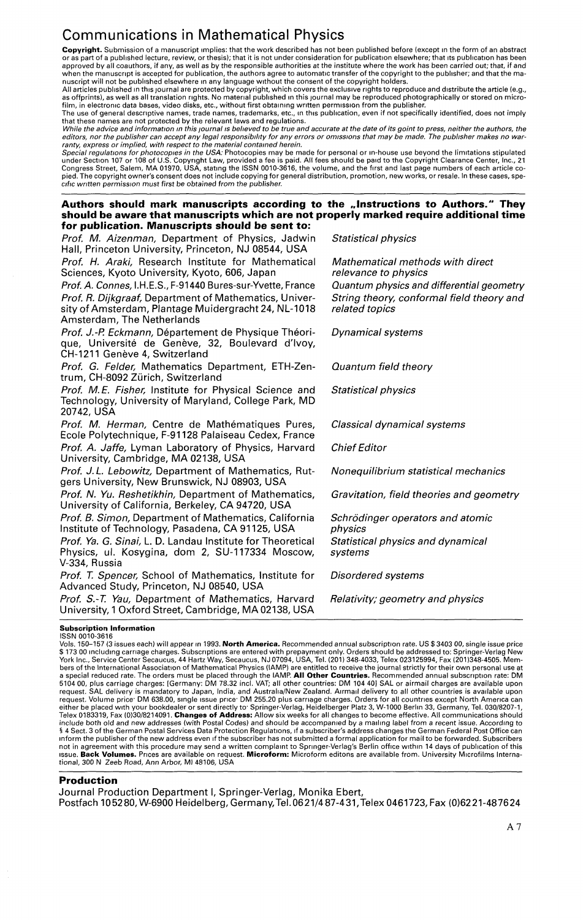# Communications in Mathematical Physics

**Copyright.** Submission of a manuscript implies: that the work described has not been published before (except in the form of an abstract or as part of a published lecture, review, or thesis); that it is not under consideration for publication elsewhere; that its publication has been approved by all coauthors, if any, as well as by the responsible authorities at the institute where the work has been carried out; that, if and when the manuscript is accepted for publication, the authors agree to automatic transfer of the copyright to the publisher; and that the manuscript will not be published elsewhere in any language without the consent of the copyright holders.

All articles published in this journal are protected by copyright, which covers the exclusive rights to reproduce and distribute the article (e.g., as offprints), as well as all translation rights. No material published in this journal may be reproduced photographically or stored on microfilm, in electronic data bases, video disks, etc., without first obtaining written permission from the publisher.

The use of general descriptive names, trade names, trademarks, etc., in this publication, even if not specifically identified, does not imply that these names are not protected by the relevant laws and regulations.

*While the advice and information in this journal is believed to be true and accurate at the date of its goint to press, neither the authors, the editors, nor the publisher can accept any legal responsibility for any errors or omissions that may be made. The publisher makes no warranty, express or implied, with respect to the material contained herein.*

*Special regulations for photocopies in the USA:* Photocopies may be made for personal or in-house use beyond the limitations stipulated under Section 107 or 108 of U.S. Copyright Law, provided a fee is paid. All fees should be paid to the Copyright Clearance Center, Inc., 21 Congress Street, Salem, MA 01970, USA, stating the ISSN 0010-3616, the volume, and the first and last page numbers of each article copied. The copyright owner's consent does not include copying for general distribution, promotion, new works, or resale. In these cases, specific written permission must first be obtained from the publisher.

**Authors should mark manuscripts according to the „Instructions to Authors." They should be aware that manuscripts which are not properly marked require additional time for publication. Manuscripts should be sent to:**

| | |
|---|---|
| *Prof. M. Aizenman,* Department of Physics, Jadwin Hall, Princeton University, Princeton, NJ 08544, USA | *Statistical physics* |
| *Prof. H. Araki,* Research Institute for Mathematical Sciences, Kyoto University, Kyoto, 606, Japan | *Mathematical methods with direct relevance to physics* |
| *Prof. A. Connes,* I.H.E.S., F-91440 Bures-sur-Yvette, France | *Quantum physics and differential geometry* |
| *Prof. R. Dijkgraaf,* Department of Mathematics, University of Amsterdam, Plantage Muidergracht 24, NL-1018 Amsterdam, The Netherlands | *String theory, conformal field theory and related topics* |
| *Prof. J.-P. Eckmann,* Département de Physique Théorique, Université de Genève, 32, Boulevard d'Ivoy, CH-1211 Genève 4, Switzerland | *Dynamical systems* |
| *Prof. G. Felder,* Mathematics Department, ETH-Zentrum, CH-8092 Zürich, Switzerland | *Quantum field theory* |
| *Prof. M.E. Fisher,* Institute for Physical Science and Technology, University of Maryland, College Park, MD 20742, USA | *Statistical physics* |
| *Prof. M. Herman,* Centre de Mathématiques Pures, Ecole Polytechnique, F-91128 Palaiseau Cedex, France | *Classical dynamical systems* |
| *Prof. A. Jaffe,* Lyman Laboratory of Physics, Harvard University, Cambridge, MA 02138, USA | *Chief Editor* |
| *Prof. J.L. Lebowitz,* Department of Mathematics, Rutgers University, New Brunswick, NJ 08903, USA | *Nonequilibrium statistical mechanics* |
| *Prof. N. Yu. Reshetikhin,* Department of Mathematics, University of California, Berkeley, CA 94720, USA | *Gravitation, field theories and geometry* |
| *Prof. B. Simon,* Department of Mathematics, California Institute of Technology, Pasadena, CA 91125, USA | *Schrödinger operators and atomic physics* |
| *Prof. Ya. G. Sinai,* L. D. Landau Institute for Theoretical Physics, ul. Kosygina, dom 2, SU-117334 Moscow, V-334, Russia | *Statistical physics and dynamical systems* |
| *Prof. T. Spencer,* School of Mathematics, Institute for Advanced Study, Princeton, NJ 08540, USA | *Disordered systems* |
| *Prof. S.-T. Yau,* Department of Mathematics, Harvard University, 1 Oxford Street, Cambridge, MA 02138, USA | *Relativity; geometry and physics* |

**Subscription Information**

ISSN 0010-3616

Vols. 150–157 (3 issues each) will appear in 1993. **North America.** Recommended annual subscription rate. US $ 3403 00, single issue price $ 173 00 including carriage charges. Subscriptions are entered with prepayment only. Orders should be addressed to: Springer-Verlag New York Inc., Service Center Secaucus, 44 Hartz Way, Secaucus, NJ 07094, USA, Tel. (201) 348-4033, Telex 023125994, Fax (201)348-4505. Members of the International Association of Mathematical Physics (IAMP) are entitled to receive the journal strictly for their own personal use at a special reduced rate. The orders must be placed through the IAMP. **All Other Countries.** Recommended annual subscription rate: DM 5104 00, plus carriage charges: [Germany: DM 78.32 incl. VAT; all other countries: DM 104 40] SAL or airmail charges are available upon request. SAL delivery is mandatory to Japan, India, and Australia/New Zealand. Airmail delivery to all other countries is available upon request. Volume price· DM 638.00, single issue price· DM 255.20 plus carriage charges. Orders for all countries except North America can either be placed with your bookdealer or sent directly to· Springer-Verlag, Heidelberger Platz 3, W-1000 Berlin 33, Germany, Tel. 030/8207-1, Telex 0183319, Fax (0)30/8214091. **Changes of Address:** Allow six weeks for all changes to become effective. All communications should include both old and new addresses (with Postal Codes) and should be accompanied by a mailing label from a recent issue. According to § 4 Sect. 3 of the German Postal Services Data Protection Regulations, if a subscriber's address changes the German Federal Post Office can inform the publisher of the new address even if the subscriber has not submitted a formal application for mail to be forwarded. Subscribers not in agreement with this procedure may send a written complaint to Springer-Verlag's Berlin office within 14 days of publication of this issue. **Back Volumes.** Prices are available on request. **Microform:** Microform editons are available from. University Microfilms International, 300 N Zeeb Road, Ann Arbor, MI 48106, USA

## Production

Journal Production Department I, Springer-Verlag, Monika Ebert,
Postfach 105280, W-6900 Heidelberg, Germany, Tel. 06221/487-431, Telex 0461723, Fax (0)6221-487624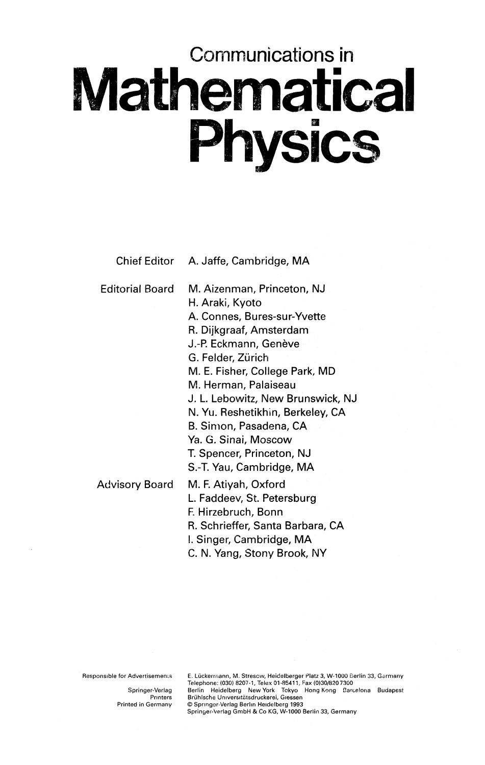# Communications in Mathematical Physics

| | |
|---|---|
| Chief Editor | A. Jaffe, Cambridge, MA |
| Editorial Board | M. Aizenman, Princeton, NJ |
| | H. Araki, Kyoto |
| | A. Connes, Bures-sur-Yvette |
| | R. Dijkgraaf, Amsterdam |
| | J.-P. Eckmann, Genève |
| | G. Felder, Zürich |
| | M. E. Fisher, College Park, MD |
| | M. Herman, Palaiseau |
| | J. L. Lebowitz, New Brunswick, NJ |
| | N. Yu. Reshetikhin, Berkeley, CA |
| | B. Simon, Pasadena, CA |
| | Ya. G. Sinai, Moscow |
| | T. Spencer, Princeton, NJ |
| | S.-T. Yau, Cambridge, MA |
| Advisory Board | M. F. Atiyah, Oxford |
| | L. Faddeev, St. Petersburg |
| | F. Hirzebruch, Bonn |
| | R. Schrieffer, Santa Barbara, CA |
| | I. Singer, Cambridge, MA |
| | C. N. Yang, Stony Brook, NY |

| | |
|---|---|
| Responsible for Advertisements | E. Lückermann, M. Stresow, Heidelberger Platz 3, W-1000 Berlin 33, Germany<br>Telephone: (030) 8207-1, Telex 01-85411, Fax (0)30/820 7300 |
| Springer-Verlag | Berlin Heidelberg New York Tokyo Hong Kong Barcelona Budapest |
| Printers | Brühlsche Universitätsdruckerei, Giessen |
| Printed in Germany | © Springer-Verlag Berlin Heidelberg 1993<br>Springer-Verlag GmbH & Co KG, W-1000 Berlin 33, Germany |